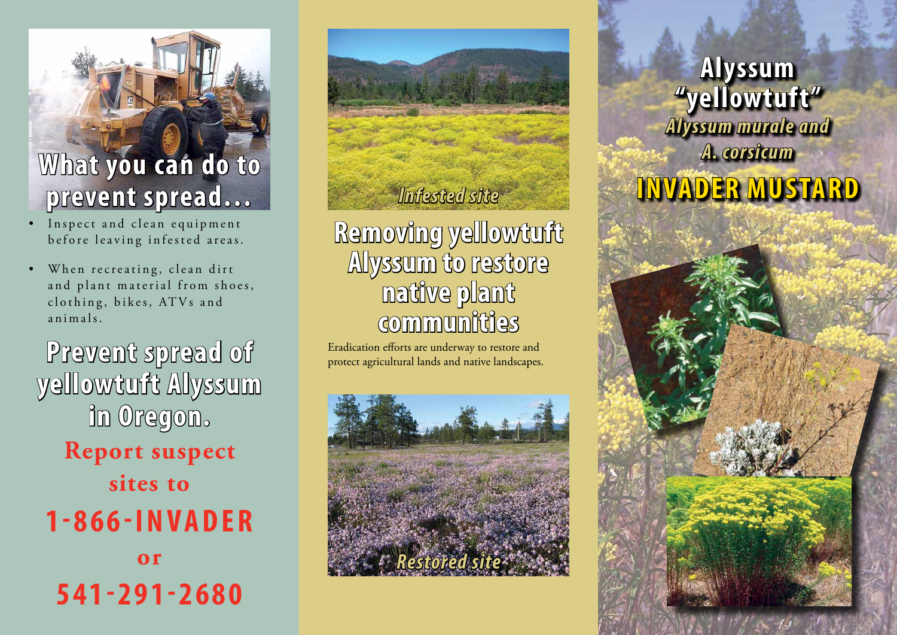## What you can do to prevent spread...

- Inspect and clean equipment before leaving infested areas.
- When recreating, clean dirt and plant material from shoes, clothing, bikes, ATVs and animals.

## Prevent spread of yellowtuft Alyssum in Oregon.

**Report suspect sites to**

**1-866-INVADER**

**or**

**541-291-2680**

*Infested site*

## Removing yellowtuft Alyssum to restore native plant communities

Eradication efforts are underway to restore and protect agricultural lands and native landscapes.

*Restored site*

# Alyssum "yellowtuft"

***Alyssum murale and A. corsicum***

# INVADER MUSTARD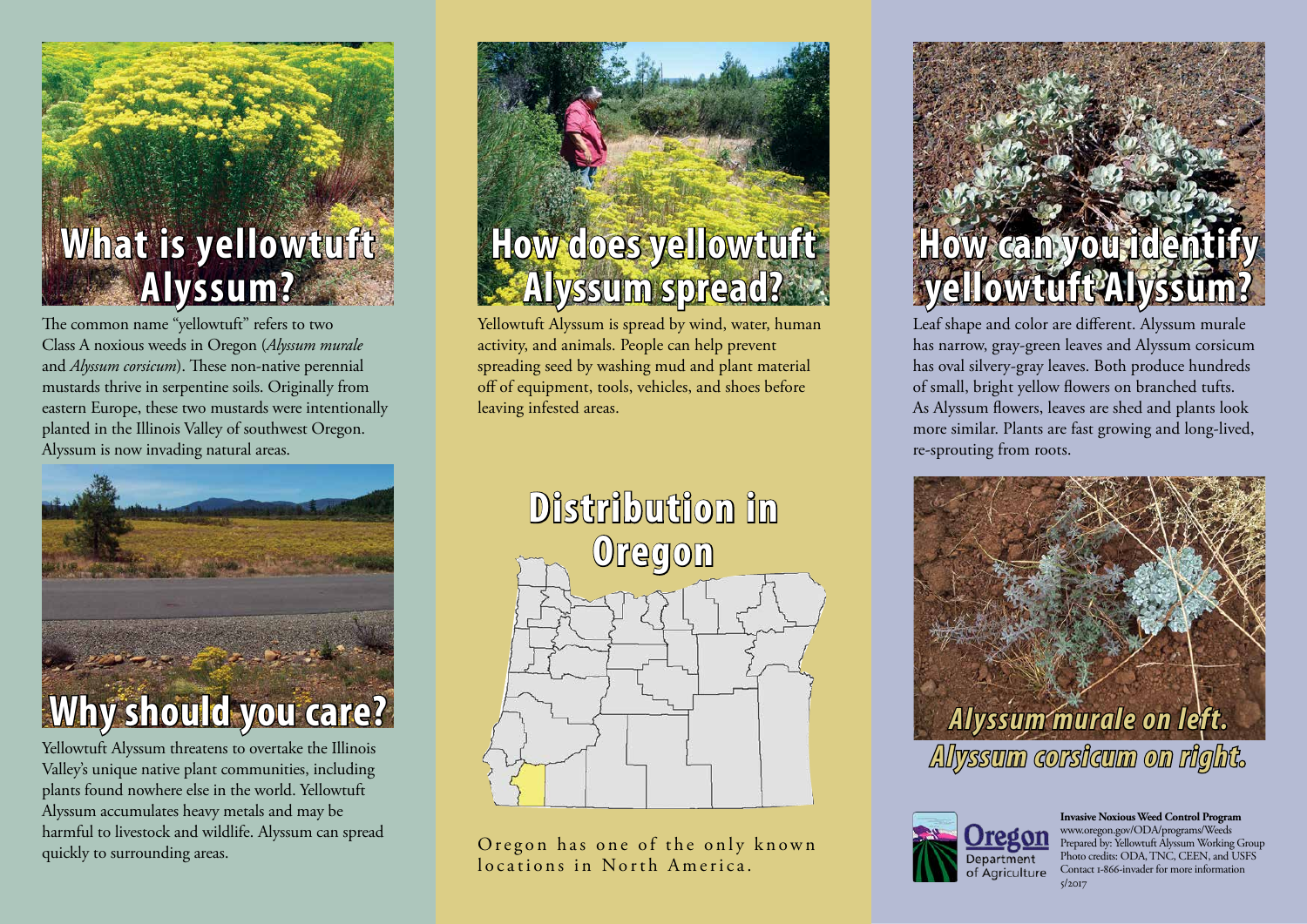## What is yellowtuft Alyssum?

The common name "yellowtuft" refers to two Class A noxious weeds in Oregon (*Alyssum murale* and *Alyssum corsicum*). These non-native perennial mustards thrive in serpentine soils. Originally from eastern Europe, these two mustards were intentionally planted in the Illinois Valley of southwest Oregon. Alyssum is now invading natural areas.

## Why should you care?

Yellowtuft Alyssum threatens to overtake the Illinois Valley's unique native plant communities, including plants found nowhere else in the world. Yellowtuft Alyssum accumulates heavy metals and may be harmful to livestock and wildlife. Alyssum can spread quickly to surrounding areas.

## How does yellowtuft Alyssum spread?

Yellowtuft Alyssum is spread by wind, water, human activity, and animals. People can help prevent spreading seed by washing mud and plant material off of equipment, tools, vehicles, and shoes before leaving infested areas.

## Distribution in Oregon

Oregon has one of the only known locations in North America.

## How can you identify yellowtuft Alyssum?

Leaf shape and color are different. Alyssum murale has narrow, gray-green leaves and Alyssum corsicum has oval silvery-gray leaves. Both produce hundreds of small, bright yellow flowers on branched tufts. As Alyssum flowers, leaves are shed and plants look more similar. Plants are fast growing and long-lived, re-sprouting from roots.

*Alyssum murale on left.*
*Alyssum corsicum on right.*

Oregon Department of Agriculture

**Invasive Noxious Weed Control Program**
www.oregon.gov/ODA/programs/Weeds
Prepared by: Yellowtuft Alyssum Working Group
Photo credits: ODA, TNC, CEEN, and USFS
Contact 1-866-invader for more information
5/2017